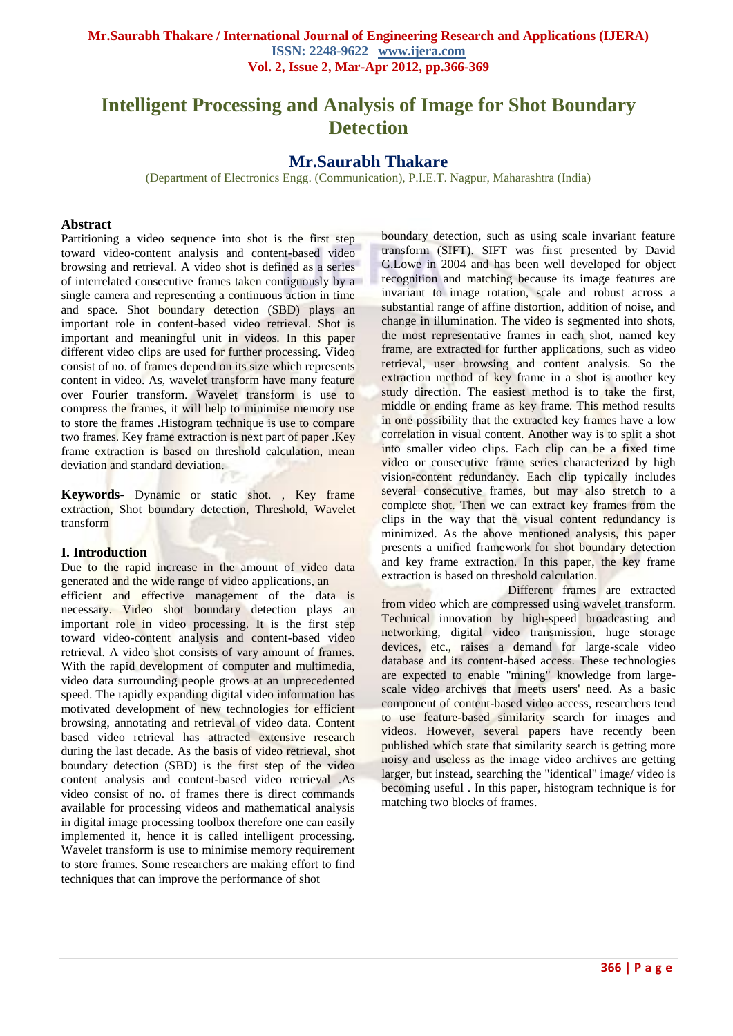# Intelligent Processing and Analysis of Image for Shot Boundary Detection

## Mr.Saurabh Thakare

(Department of Electronics Engg. (Communication), P.I.E.T. Nagpur, Maharashtra (India)

### Abstract

Partitioning a video sequence into shot is the first step toward video-content analysis and content-based video browsing and retrieval. A video shot is defined as a series of interrelated consecutive frames taken contiguously by a single camera and representing a continuous action in time and space. Shot boundary detection (SBD) plays an important role in content-based video retrieval. Shot is important and meaningful unit in videos. In this paper different video clips are used for further processing. Video consist of no. of frames depend on its size which represents content in video. As, wavelet transform have many feature over Fourier transform. Wavelet transform is use to compress the frames, it will help to minimise memory use to store the frames .Histogram technique is use to compare two frames. Key frame extraction is next part of paper .Key frame extraction is based on threshold calculation, mean deviation and standard deviation.

**Keywords-** Dynamic or static shot. , Key frame extraction, Shot boundary detection, Threshold, Wavelet transform

### I. Introduction

Due to the rapid increase in the amount of video data generated and the wide range of video applications, an efficient and effective management of the data is necessary. Video shot boundary detection plays an important role in video processing. It is the first step toward video-content analysis and content-based video retrieval. A video shot consists of vary amount of frames. With the rapid development of computer and multimedia, video data surrounding people grows at an unprecedented speed. The rapidly expanding digital video information has motivated development of new technologies for efficient browsing, annotating and retrieval of video data. Content based video retrieval has attracted extensive research during the last decade. As the basis of video retrieval, shot boundary detection (SBD) is the first step of the video content analysis and content-based video retrieval .As video consist of no. of frames there is direct commands available for processing videos and mathematical analysis in digital image processing toolbox therefore one can easily implemented it, hence it is called intelligent processing. Wavelet transform is use to minimise memory requirement to store frames. Some researchers are making effort to find techniques that can improve the performance of shot boundary detection, such as using scale invariant feature transform (SIFT). SIFT was first presented by David G.Lowe in 2004 and has been well developed for object recognition and matching because its image features are invariant to image rotation, scale and robust across a substantial range of affine distortion, addition of noise, and change in illumination. The video is segmented into shots, the most representative frames in each shot, named key frame, are extracted for further applications, such as video retrieval, user browsing and content analysis. So the extraction method of key frame in a shot is another key study direction. The easiest method is to take the first, middle or ending frame as key frame. This method results in one possibility that the extracted key frames have a low correlation in visual content. Another way is to split a shot into smaller video clips. Each clip can be a fixed time video or consecutive frame series characterized by high vision-content redundancy. Each clip typically includes several consecutive frames, but may also stretch to a complete shot. Then we can extract key frames from the clips in the way that the visual content redundancy is minimized. As the above mentioned analysis, this paper presents a unified framework for shot boundary detection and key frame extraction. In this paper, the key frame extraction is based on threshold calculation.

Different frames are extracted from video which are compressed using wavelet transform. Technical innovation by high-speed broadcasting and networking, digital video transmission, huge storage devices, etc., raises a demand for large-scale video database and its content-based access. These technologies are expected to enable "mining" knowledge from large-scale video archives that meets users' need. As a basic component of content-based video access, researchers tend to use feature-based similarity search for images and videos. However, several papers have recently been published which state that similarity search is getting more noisy and useless as the image video archives are getting larger, but instead, searching the "identical" image/ video is becoming useful . In this paper, histogram technique is for matching two blocks of frames.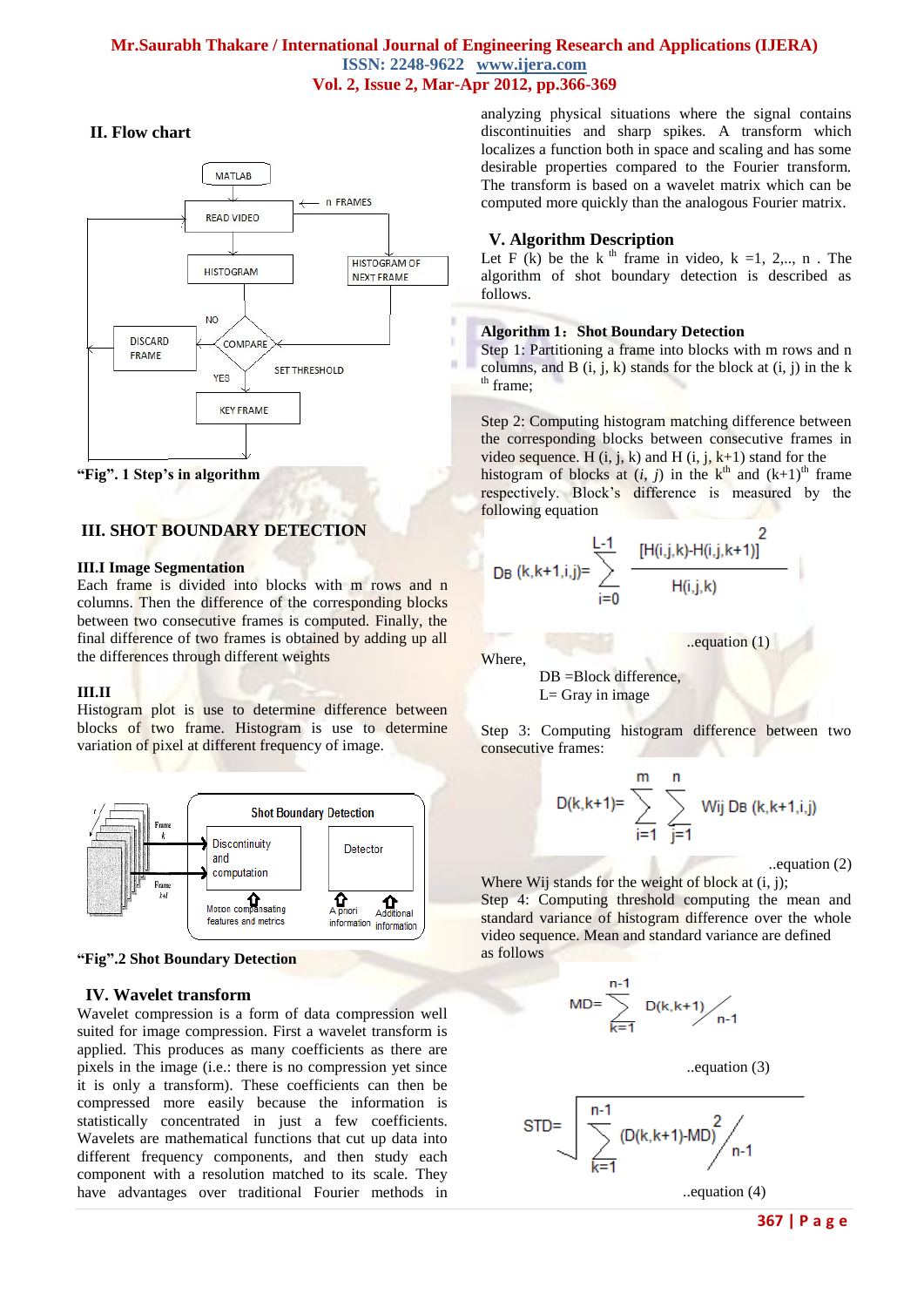## II. Flow chart

"Fig". 1 Step's in algorithm

## III. SHOT BOUNDARY DETECTION

### III.I Image Segmentation

Each frame is divided into blocks with m rows and n columns. Then the difference of the corresponding blocks between two consecutive frames is computed. Finally, the final difference of two frames is obtained by adding up all the differences through different weights

### III.II

Histogram plot is use to determine difference between blocks of two frame. Histogram is use to determine variation of pixel at different frequency of image.

"Fig".2 Shot Boundary Detection

## IV. Wavelet transform

Wavelet compression is a form of data compression well suited for image compression. First a wavelet transform is applied. This produces as many coefficients as there are pixels in the image (i.e.: there is no compression yet since it is only a transform). These coefficients can then be compressed more easily because the information is statistically concentrated in just a few coefficients. Wavelets are mathematical functions that cut up data into different frequency components, and then study each component with a resolution matched to its scale. They have advantages over traditional Fourier methods in analyzing physical situations where the signal contains discontinuities and sharp spikes. A transform which localizes a function both in space and scaling and has some desirable properties compared to the Fourier transform. The transform is based on a wavelet matrix which can be computed more quickly than the analogous Fourier matrix.

## V. Algorithm Description

Let F (k) be the k th frame in video, k =1, 2,.., n . The algorithm of shot boundary detection is described as follows.

**Algorithm 1：Shot Boundary Detection**

Step 1: Partitioning a frame into blocks with m rows and n columns, and B (i, j, k) stands for the block at (i, j) in the k th frame;

Step 2: Computing histogram matching difference between the corresponding blocks between consecutive frames in video sequence. H (i, j, k) and H (i, j, k+1) stand for the histogram of blocks at (*i*, *j*) in the $k^{th}$ and $(k+1)^{th}$ frame respectively. Block's difference is measured by the following equation

$$D_B(k,k+1,i,j)=\sum_{i=0}^{L-1}\frac{[H(i,j,k)-H(i,j,k+1)]^2}{H(i,j,k)}$$

..equation (1)

Where,

DB =Block difference,
L= Gray in image

Step 3: Computing histogram difference between two consecutive frames:

$$D(k,k+1)=\sum_{i=1}^{m}\sum_{j=1}^{n} W_{ij}\, D_B(k,k+1,i,j)$$

..equation (2)

Where Wij stands for the weight of block at (i, j);

Step 4: Computing threshold computing the mean and standard variance of histogram difference over the whole video sequence. Mean and standard variance are defined as follows

$$MD=\sum_{k=1}^{n-1} D(k,k+1)\Big/_{n-1}$$

..equation (3)

$$STD=\sqrt{\sum_{k=1}^{n-1}(D(k,k+1)-MD)^2\Big/_{n-1}}$$

..equation (4)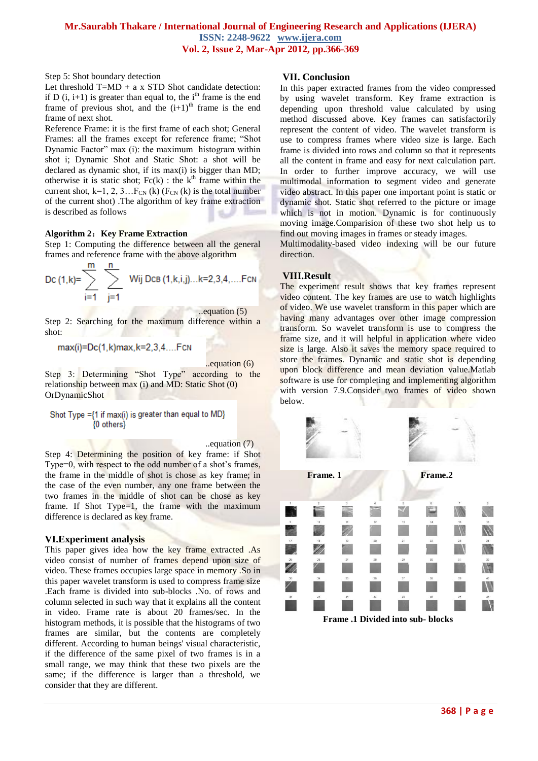Step 5: Shot boundary detection

Let threshold T=MD + a x STD Shot candidate detection: if D (i, i+1) is greater than equal to, the $i^{th}$ frame is the end frame of previous shot, and the $(i+1)^{th}$ frame is the end frame of next shot.

Reference Frame: it is the first frame of each shot; General Frames: all the frames except for reference frame; "Shot Dynamic Factor" max (i): the maximum histogram within shot i; Dynamic Shot and Static Shot: a shot will be declared as dynamic shot, if its max(i) is bigger than MD; otherwise it is static shot; Fc(k) : the $k^{th}$ frame within the current shot, k=1, 2, 3…$F_{CN}$ (k) ($F_{CN}$ (k) is the total number of the current shot) .The algorithm of key frame extraction is described as follows

**Algorithm 2：Key Frame Extraction**

Step 1: Computing the difference between all the general frames and reference frame with the above algorithm

$$D_C(1,k) = \sum_{i=1}^{m} \sum_{j=1}^{n} W_{ij} D_{CB}(1,k,i,j) \ldots k=2,3,4,\ldots.F_{CN}$$

..equation (5)

Step 2: Searching for the maximum difference within a shot:

$$\max(i) = D_c(1,k)\max, k=2,3,4\ldots.F_{CN}$$

..equation (6)

Step 3: Determining "Shot Type" according to the relationship between max (i) and MD: Static Shot (0) OrDynamicShot

Shot Type ={1 if max(i) is greater than equal to MD}
{0 others}

..equation (7)

Step 4: Determining the position of key frame: if Shot Type=0, with respect to the odd number of a shot's frames, the frame in the middle of shot is chose as key frame; in the case of the even number, any one frame between the two frames in the middle of shot can be chose as key frame. If Shot Type=1, the frame with the maximum difference is declared as key frame.

## VI.Experiment analysis

This paper gives idea how the key frame extracted .As video consist of number of frames depend upon size of video. These frames occupies large space in memory .So in this paper wavelet transform is used to compress frame size .Each frame is divided into sub-blocks .No. of rows and column selected in such way that it explains all the content in video. Frame rate is about 20 frames/sec. In the histogram methods, it is possible that the histograms of two frames are similar, but the contents are completely different. According to human beings' visual characteristic, if the difference of the same pixel of two frames is in a small range, we may think that these two pixels are the same; if the difference is larger than a threshold, we consider that they are different.

## VII. Conclusion

In this paper extracted frames from the video compressed by using wavelet transform. Key frame extraction is depending upon threshold value calculated by using method discussed above. Key frames can satisfactorily represent the content of video. The wavelet transform is use to compress frames where video size is large. Each frame is divided into rows and column so that it represents all the content in frame and easy for next calculation part. In order to further improve accuracy, we will use multimodal information to segment video and generate video abstract. In this paper one important point is static or dynamic shot. Static shot referred to the picture or image which is not in motion. Dynamic is for continuously moving image.Comparision of these two shot help us to find out moving images in frames or steady images. Multimodality-based video indexing will be our future direction.

## VIII.Result

The experiment result shows that key frames represent video content. The key frames are use to watch highlights of video. We use wavelet transform in this paper which are having many advantages over other image compression transform. So wavelet transform is use to compress the frame size, and it will helpful in application where video size is large. Also it saves the memory space required to store the frames. Dynamic and static shot is depending upon block difference and mean deviation value.Matlab software is use for completing and implementing algorithm with version 7.9.Consider two frames of video shown below.

**Frame. 1** **Frame.2**

**Frame .1 Divided into sub- blocks**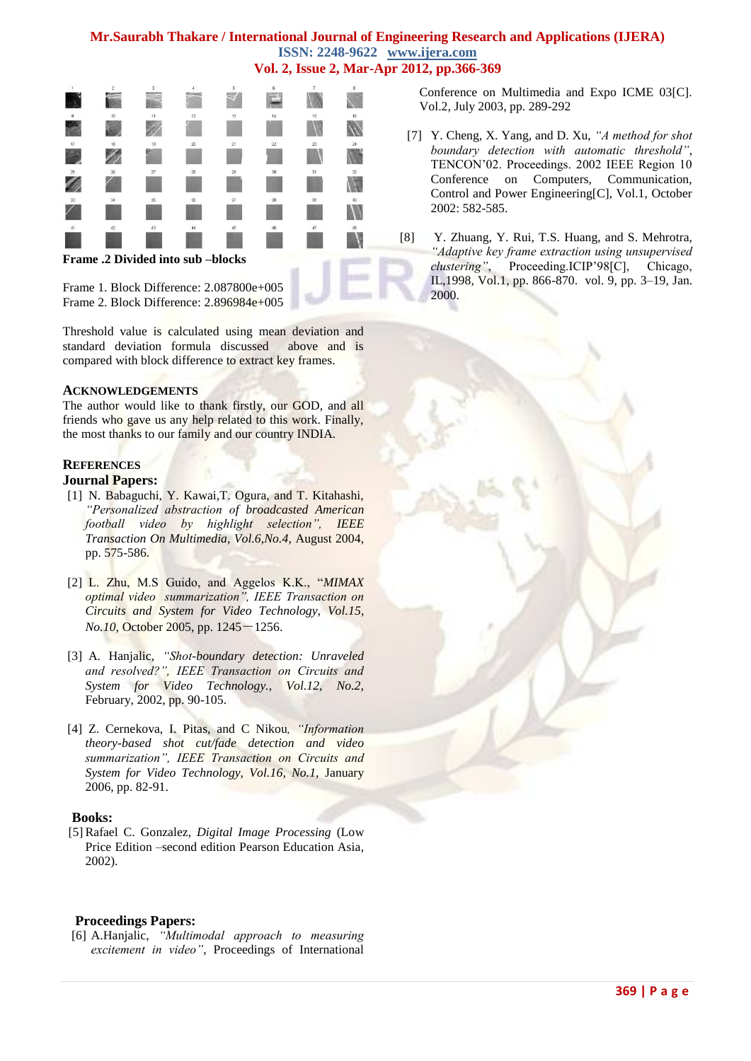**Frame .2 Divided into sub –blocks**

Frame 1. Block Difference: 2.087800e+005
Frame 2. Block Difference: 2.896984e+005

Threshold value is calculated using mean deviation and standard deviation formula discussed above and is compared with block difference to extract key frames.

## ACKNOWLEDGEMENTS

The author would like to thank firstly, our GOD, and all friends who gave us any help related to this work. Finally, the most thanks to our family and our country INDIA.

## REFERENCES

### Journal Papers:

[1] N. Babaguchi, Y. Kawai,T. Ogura, and T. Kitahashi, *"Personalized abstraction of broadcasted American football video by highlight selection", IEEE Transaction On Multimedia, Vol.6,No.4,* August 2004, pp. 575-586.

[2] L. Zhu, M.S Guido, and Aggelos K.K., "*MIMAX optimal video summarization", IEEE Transaction on Circuits and System for Video Technology, Vol.15, No.10,* October 2005, pp. 1245－1256.

[3] A. Hanjalic, *"Shot-boundary detection: Unraveled and resolved?", IEEE Transaction on Circuits and System for Video Technology., Vol.12, No.2,* February, 2002, pp. 90-105.

[4] Z. Cernekova, I. Pitas, and C Nikou, *"Information theory-based shot cut/fade detection and video summarization", IEEE Transaction on Circuits and System for Video Technology, Vol.16, No.1,* January 2006, pp. 82-91.

### Books:

[5] Rafael C. Gonzalez, *Digital Image Processing* (Low Price Edition –second edition Pearson Education Asia, 2002).

### Proceedings Papers:

[6] A.Hanjalic, *"Multimodal approach to measuring excitement in video"*, Proceedings of International Conference on Multimedia and Expo ICME 03[C]. Vol.2, July 2003, pp. 289-292

[7] Y. Cheng, X. Yang, and D. Xu, *"A method for shot boundary detection with automatic threshold"*, TENCON'02. Proceedings. 2002 IEEE Region 10 Conference on Computers, Communication, Control and Power Engineering[C], Vol.1, October 2002: 582-585.

[8] Y. Zhuang, Y. Rui, T.S. Huang, and S. Mehrotra, *"Adaptive key frame extraction using unsupervised clustering"*, Proceeding.ICIP'98[C], Chicago, IL,1998, Vol.1, pp. 866-870. vol. 9, pp. 3–19, Jan. 2000.